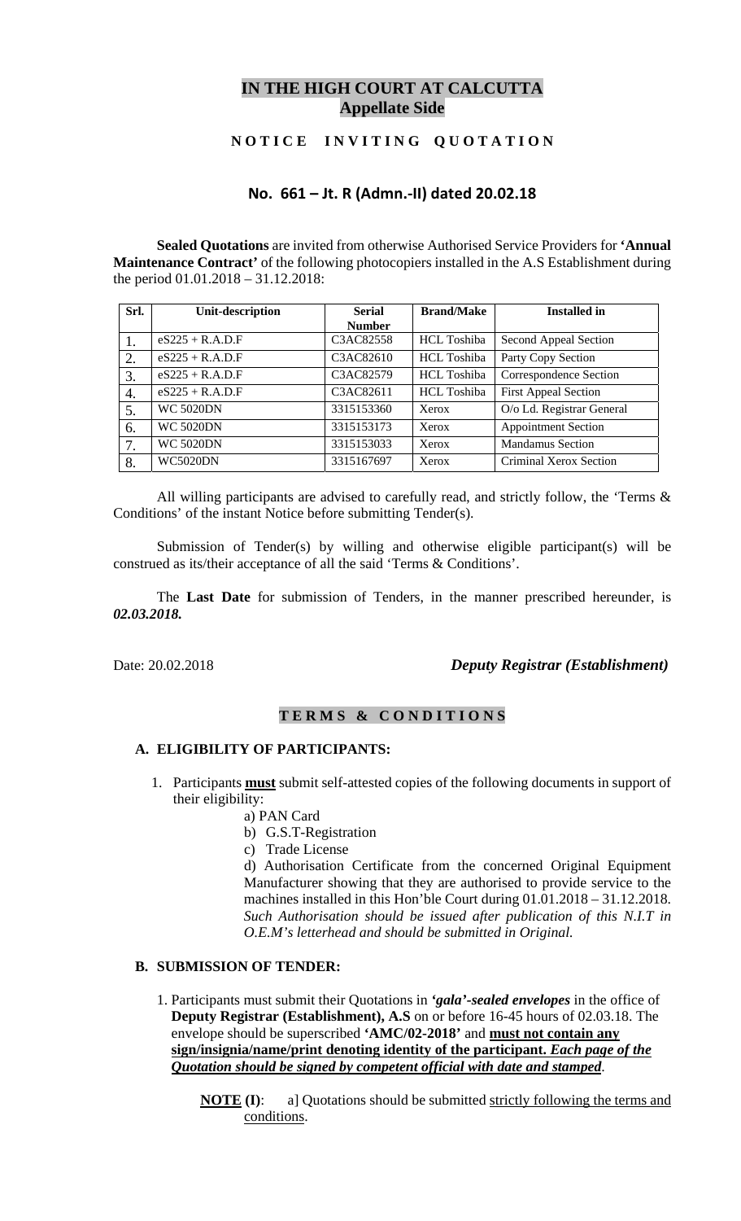# IN THE HIGH COURT AT CALCUTTA
## Appellate Side

### N O T I C E   I N V I T I N G   Q U O T A T I O N

### No. 661 – Jt. R (Admn.-II) dated 20.02.18

**Sealed Quotations** are invited from otherwise Authorised Service Providers for **'Annual Maintenance Contract'** of the following photocopiers installed in the A.S Establishment during the period 01.01.2018 – 31.12.2018:

| Srl. | Unit-description | Serial Number | Brand/Make | Installed in |
|---|---|---|---|---|
| 1. | eS225 + R.A.D.F | C3AC82558 | HCL Toshiba | Second Appeal Section |
| 2. | eS225 + R.A.D.F | C3AC82610 | HCL Toshiba | Party Copy Section |
| 3. | eS225 + R.A.D.F | C3AC82579 | HCL Toshiba | Correspondence Section |
| 4. | eS225 + R.A.D.F | C3AC82611 | HCL Toshiba | First Appeal Section |
| 5. | WC 5020DN | 3315153360 | Xerox | O/o Ld. Registrar General |
| 6. | WC 5020DN | 3315153173 | Xerox | Appointment Section |
| 7. | WC 5020DN | 3315153033 | Xerox | Mandamus Section |
| 8. | WC5020DN | 3315167697 | Xerox | Criminal Xerox Section |

All willing participants are advised to carefully read, and strictly follow, the 'Terms & Conditions' of the instant Notice before submitting Tender(s).

Submission of Tender(s) by willing and otherwise eligible participant(s) will be construed as its/their acceptance of all the said 'Terms & Conditions'.

The **Last Date** for submission of Tenders, in the manner prescribed hereunder, is ***02.03.2018.***

Date: 20.02.2018 ***Deputy Registrar (Establishment)***

### T E R M S   &   C O N D I T I O N S

**A. ELIGIBILITY OF PARTICIPANTS:**

1. Participants **must** submit self-attested copies of the following documents in support of their eligibility:
   - a) PAN Card
   - b) G.S.T-Registration
   - c) Trade License
   - d) Authorisation Certificate from the concerned Original Equipment Manufacturer showing that they are authorised to provide service to the machines installed in this Hon'ble Court during 01.01.2018 – 31.12.2018. *Such Authorisation should be issued after publication of this N.I.T in O.E.M's letterhead and should be submitted in Original.*

**B. SUBMISSION OF TENDER:**

1. Participants must submit their Quotations in ***'gala'-sealed envelopes*** in the office of **Deputy Registrar (Establishment), A.S** on or before 16-45 hours of 02.03.18. The envelope should be superscribed **'AMC/02-2018'** and **must not contain any sign/insignia/name/print denoting identity of the participant.** ***Each page of the Quotation should be signed by competent official with date and stamped***.

   **NOTE (I)**: a] Quotations should be submitted strictly following the terms and conditions.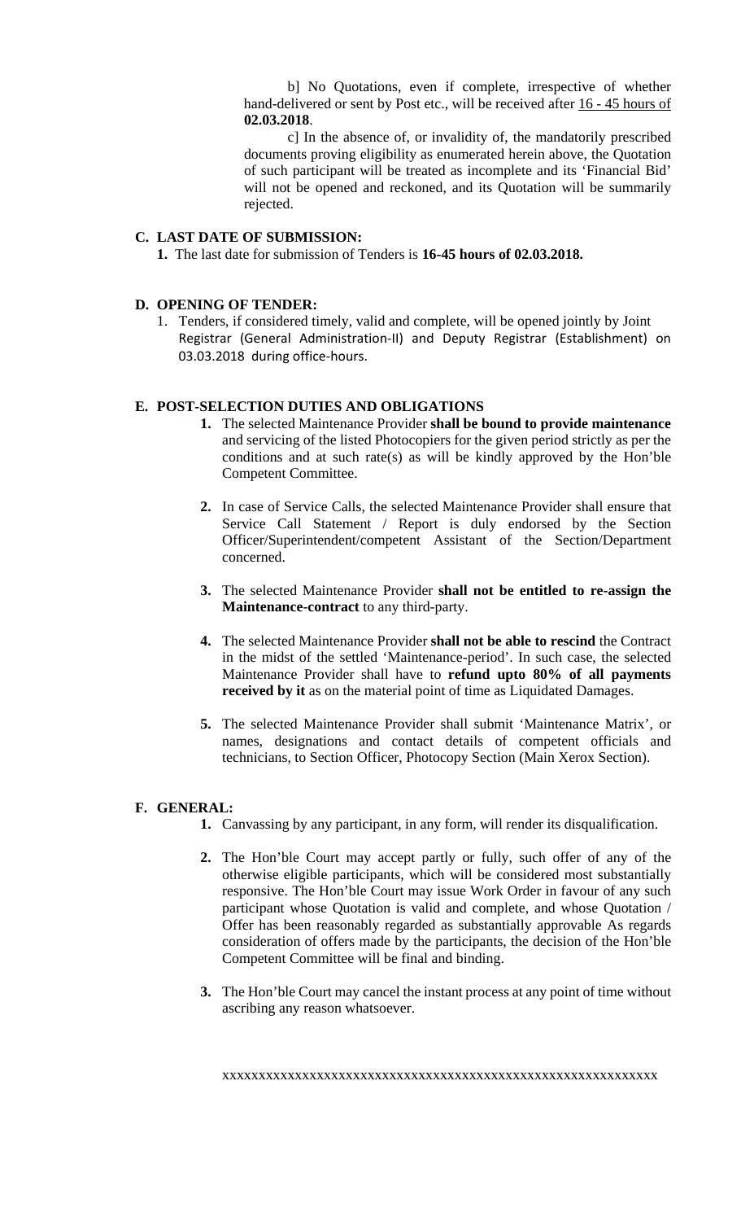b] No Quotations, even if complete, irrespective of whether hand-delivered or sent by Post etc., will be received after 16 - 45 hours of **02.03.2018**.

c] In the absence of, or invalidity of, the mandatorily prescribed documents proving eligibility as enumerated herein above, the Quotation of such participant will be treated as incomplete and its 'Financial Bid' will not be opened and reckoned, and its Quotation will be summarily rejected.

## C. LAST DATE OF SUBMISSION:

1. The last date for submission of Tenders is **16-45 hours of 02.03.2018.**

## D. OPENING OF TENDER:

1. Tenders, if considered timely, valid and complete, will be opened jointly by Joint Registrar (General Administration-II) and Deputy Registrar (Establishment) on 03.03.2018 during office-hours.

## E. POST-SELECTION DUTIES AND OBLIGATIONS

1. The selected Maintenance Provider **shall be bound to provide maintenance** and servicing of the listed Photocopiers for the given period strictly as per the conditions and at such rate(s) as will be kindly approved by the Hon'ble Competent Committee.

2. In case of Service Calls, the selected Maintenance Provider shall ensure that Service Call Statement / Report is duly endorsed by the Section Officer/Superintendent/competent Assistant of the Section/Department concerned.

3. The selected Maintenance Provider **shall not be entitled to re-assign the Maintenance-contract** to any third-party.

4. The selected Maintenance Provider **shall not be able to rescind** the Contract in the midst of the settled 'Maintenance-period'. In such case, the selected Maintenance Provider shall have to **refund upto 80% of all payments received by it** as on the material point of time as Liquidated Damages.

5. The selected Maintenance Provider shall submit 'Maintenance Matrix', or names, designations and contact details of competent officials and technicians, to Section Officer, Photocopy Section (Main Xerox Section).

## F. GENERAL:

1. Canvassing by any participant, in any form, will render its disqualification.

2. The Hon'ble Court may accept partly or fully, such offer of any of the otherwise eligible participants, which will be considered most substantially responsive. The Hon'ble Court may issue Work Order in favour of any such participant whose Quotation is valid and complete, and whose Quotation / Offer has been reasonably regarded as substantially approvable As regards consideration of offers made by the participants, the decision of the Hon'ble Competent Committee will be final and binding.

3. The Hon'ble Court may cancel the instant process at any point of time without ascribing any reason whatsoever.

xxxxxxxxxxxxxxxxxxxxxxxxxxxxxxxxxxxxxxxxxxxxxxxxxxxxxxxxxxxxx